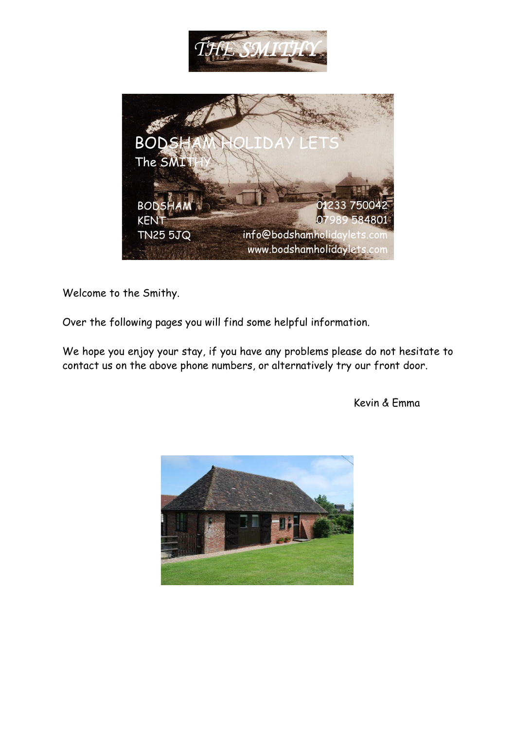# THE SMITHY

BODSHAM HOLIDAY LETS
The SMITHY

BODSHAM
KENT
TN25 5JQ

01233 750042
07989 584801
info@bodshamholidaylets.com
www.bodshamholidaylets.com

Welcome to the Smithy.

Over the following pages you will find some helpful information.

We hope you enjoy your stay, if you have any problems please do not hesitate to contact us on the above phone numbers, or alternatively try our front door.

Kevin & Emma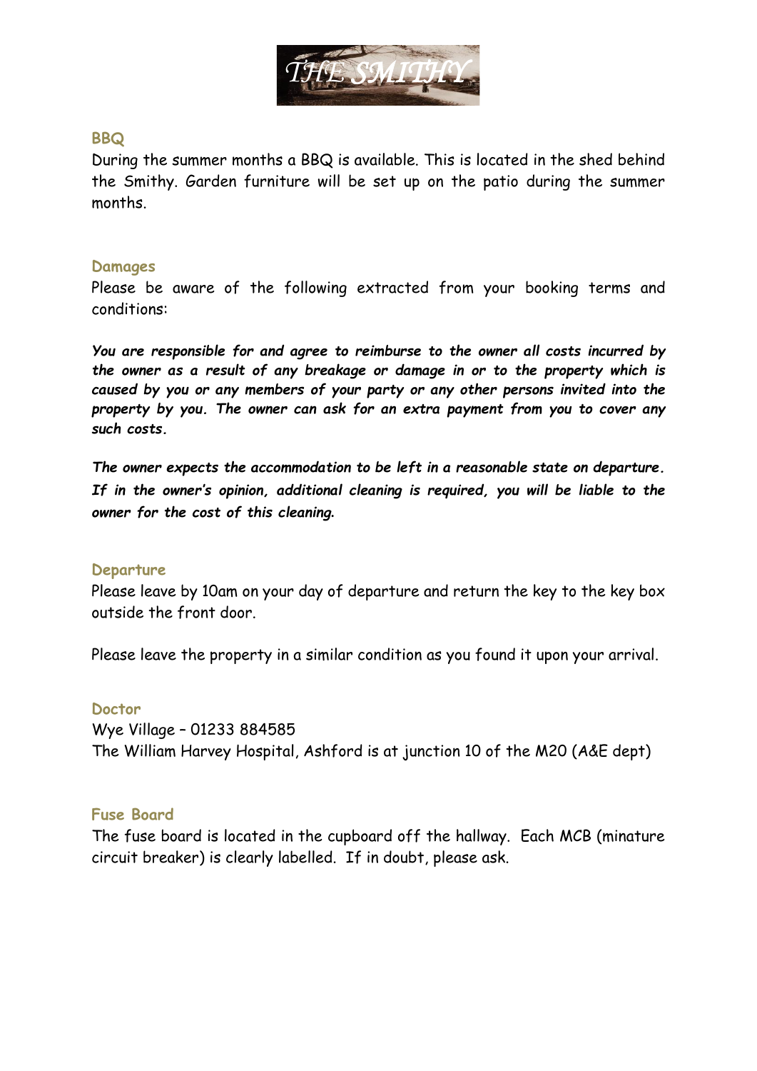## BBQ

During the summer months a BBQ is available. This is located in the shed behind the Smithy. Garden furniture will be set up on the patio during the summer months.

## Damages

Please be aware of the following extracted from your booking terms and conditions:

***You are responsible for and agree to reimburse to the owner all costs incurred by the owner as a result of any breakage or damage in or to the property which is caused by you or any members of your party or any other persons invited into the property by you. The owner can ask for an extra payment from you to cover any such costs.***

***The owner expects the accommodation to be left in a reasonable state on departure. If in the owner's opinion, additional cleaning is required, you will be liable to the owner for the cost of this cleaning.***

## Departure

Please leave by 10am on your day of departure and return the key to the key box outside the front door.

Please leave the property in a similar condition as you found it upon your arrival.

## Doctor

Wye Village – 01233 884585
The William Harvey Hospital, Ashford is at junction 10 of the M20 (A&E dept)

## Fuse Board

The fuse board is located in the cupboard off the hallway. Each MCB (minature circuit breaker) is clearly labelled. If in doubt, please ask.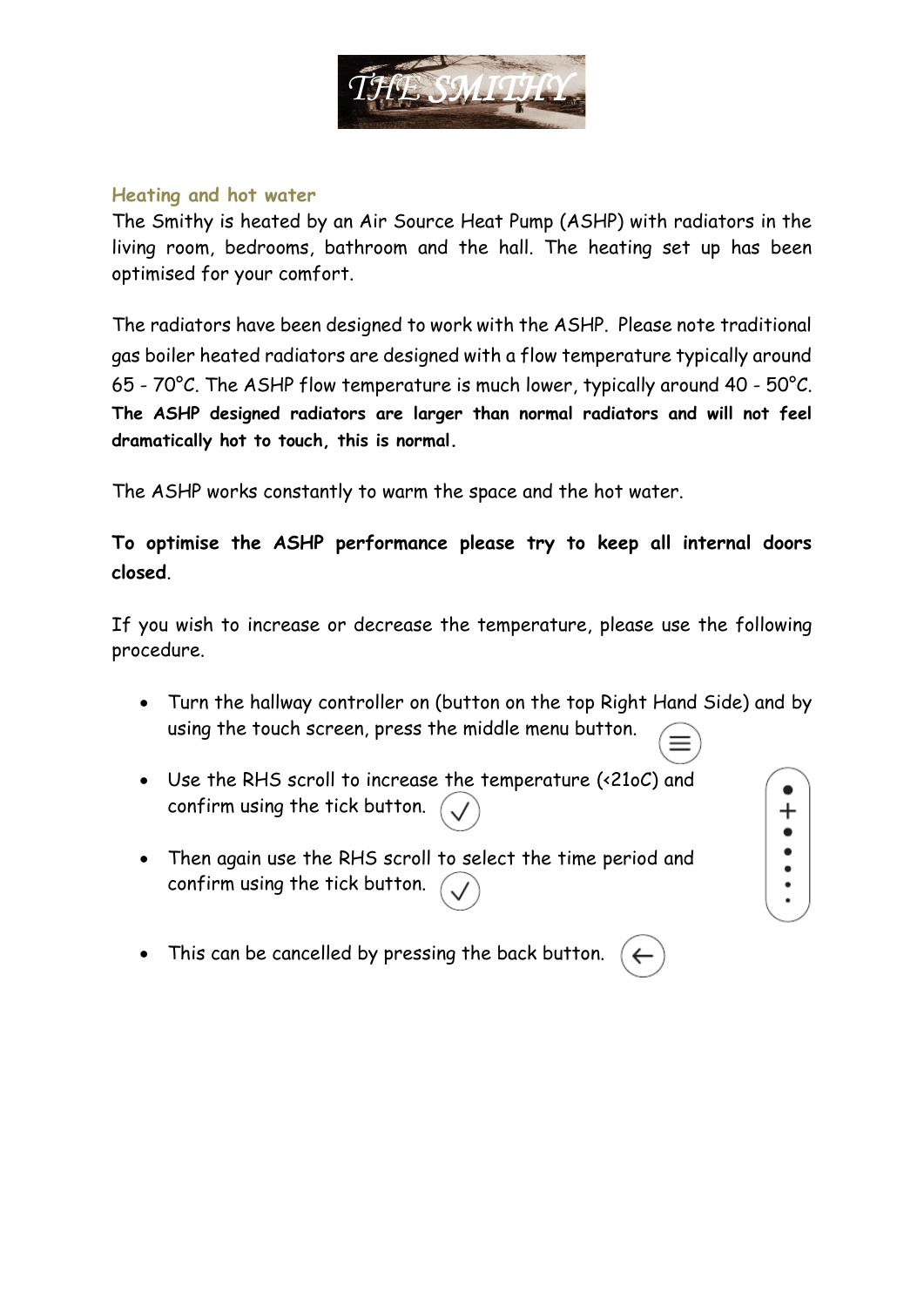## Heating and hot water

The Smithy is heated by an Air Source Heat Pump (ASHP) with radiators in the living room, bedrooms, bathroom and the hall. The heating set up has been optimised for your comfort.

The radiators have been designed to work with the ASHP. Please note traditional gas boiler heated radiators are designed with a flow temperature typically around 65 - 70°C. The ASHP flow temperature is much lower, typically around 40 - 50°C. **The ASHP designed radiators are larger than normal radiators and will not feel dramatically hot to touch, this is normal.**

The ASHP works constantly to warm the space and the hot water.

**To optimise the ASHP performance please try to keep all internal doors closed**.

If you wish to increase or decrease the temperature, please use the following procedure.

- Turn the hallway controller on (button on the top Right Hand Side) and by using the touch screen, press the middle menu button.
- Use the RHS scroll to increase the temperature (<21oC) and confirm using the tick button.
- Then again use the RHS scroll to select the time period and confirm using the tick button.
- This can be cancelled by pressing the back button.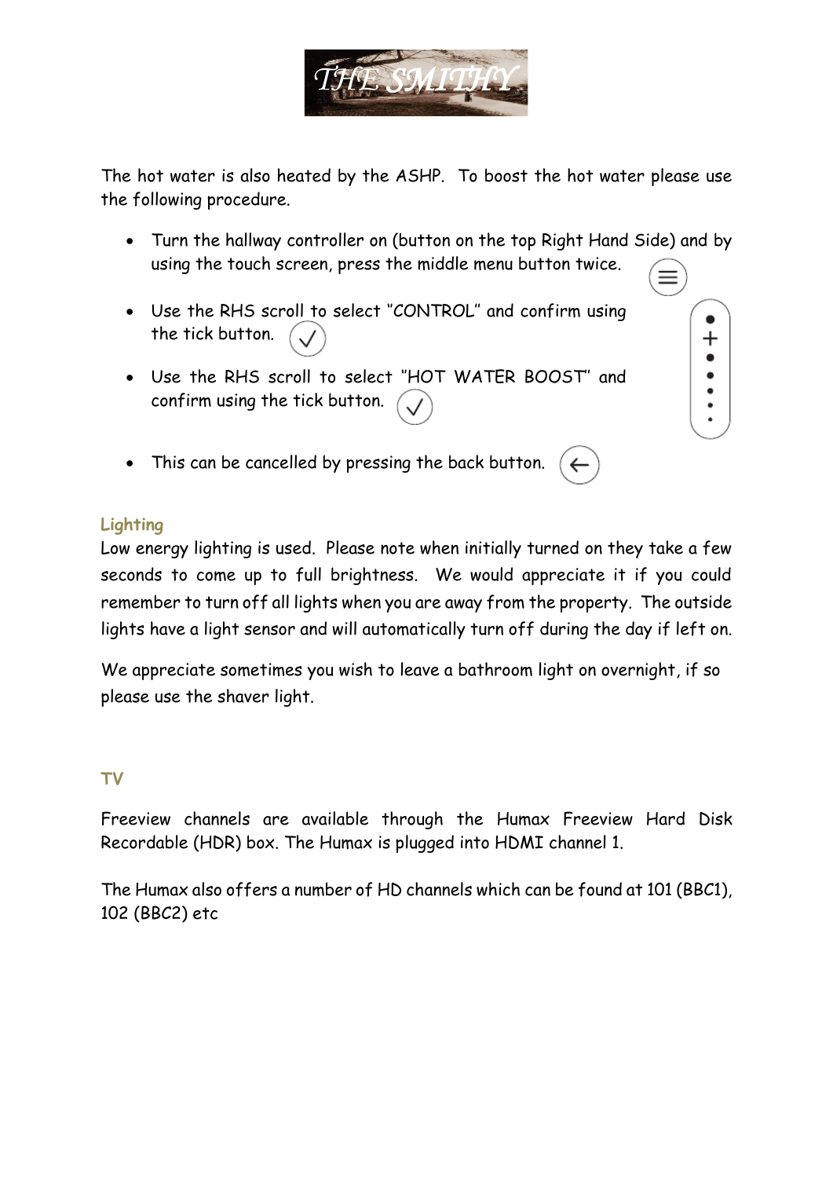The hot water is also heated by the ASHP. To boost the hot water please use the following procedure.

- Turn the hallway controller on (button on the top Right Hand Side) and by using the touch screen, press the middle menu button twice.
- Use the RHS scroll to select "CONTROL" and confirm using the tick button.
- Use the RHS scroll to select "HOT WATER BOOST" and confirm using the tick button.
- This can be cancelled by pressing the back button.

## Lighting

Low energy lighting is used. Please note when initially turned on they take a few seconds to come up to full brightness. We would appreciate it if you could remember to turn off all lights when you are away from the property. The outside lights have a light sensor and will automatically turn off during the day if left on.

We appreciate sometimes you wish to leave a bathroom light on overnight, if so please use the shaver light.

## TV

Freeview channels are available through the Humax Freeview Hard Disk Recordable (HDR) box. The Humax is plugged into HDMI channel 1.

The Humax also offers a number of HD channels which can be found at 101 (BBC1), 102 (BBC2) etc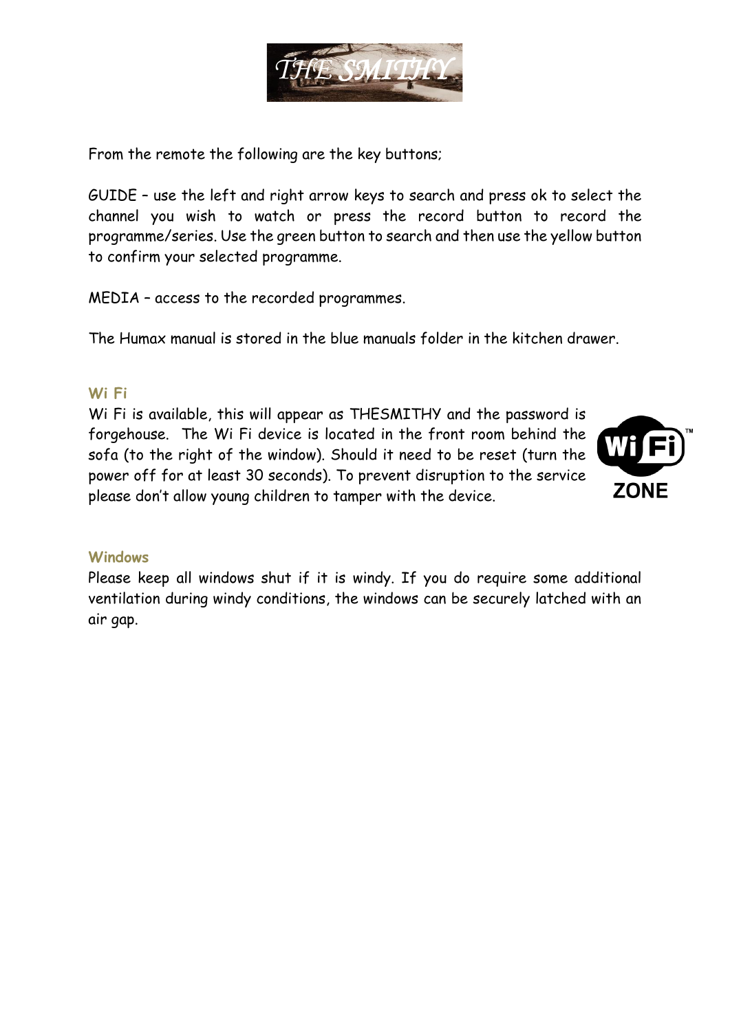From the remote the following are the key buttons;

GUIDE – use the left and right arrow keys to search and press ok to select the channel you wish to watch or press the record button to record the programme/series. Use the green button to search and then use the yellow button to confirm your selected programme.

MEDIA – access to the recorded programmes.

The Humax manual is stored in the blue manuals folder in the kitchen drawer.

## Wi Fi

Wi Fi is available, this will appear as THESMITHY and the password is forgehouse. The Wi Fi device is located in the front room behind the sofa (to the right of the window). Should it need to be reset (turn the power off for at least 30 seconds). To prevent disruption to the service please don't allow young children to tamper with the device.

## Windows

Please keep all windows shut if it is windy. If you do require some additional ventilation during windy conditions, the windows can be securely latched with an air gap.